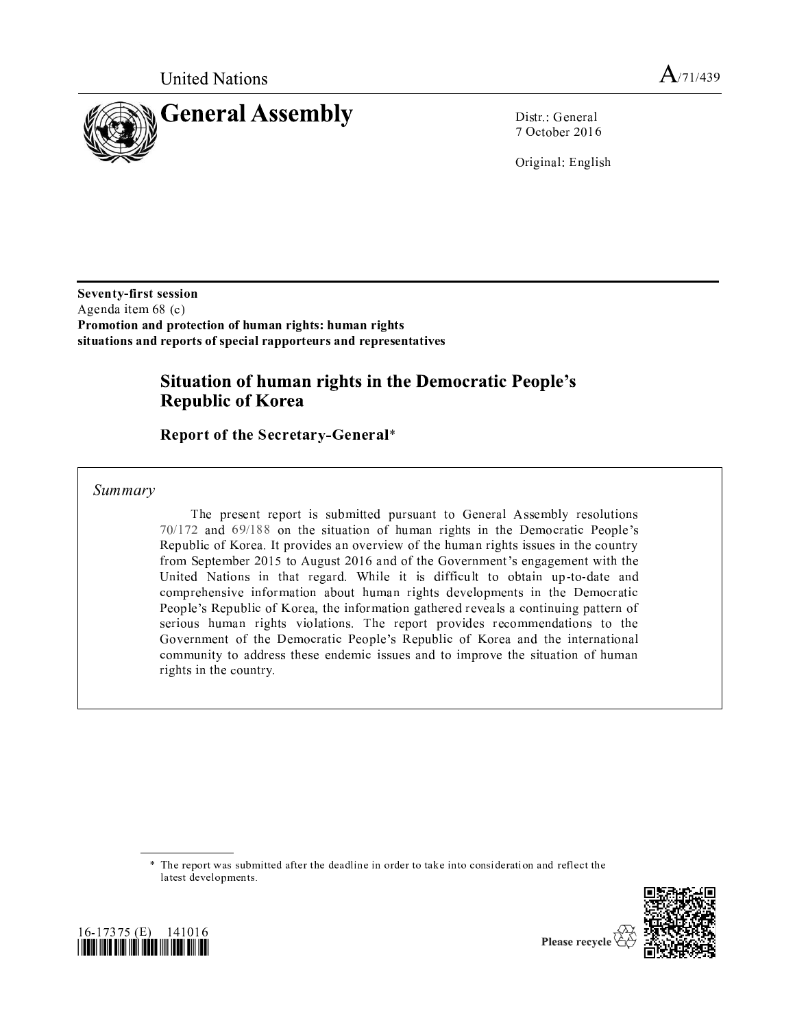United Nations

A/71/439

# General Assembly

Distr.: General
7 October 2016

Original: English

---

**Seventy-first session**
Agenda item 68 (c)
**Promotion and protection of human rights: human rights situations and reports of special rapporteurs and representatives**

## Situation of human rights in the Democratic People's Republic of Korea

### Report of the Secretary-General*

*Summary*

The present report is submitted pursuant to General Assembly resolutions 70/172 and 69/188 on the situation of human rights in the Democratic People's Republic of Korea. It provides an overview of the human rights issues in the country from September 2015 to August 2016 and of the Government's engagement with the United Nations in that regard. While it is difficult to obtain up-to-date and comprehensive information about human rights developments in the Democratic People's Republic of Korea, the information gathered reveals a continuing pattern of serious human rights violations. The report provides recommendations to the Government of the Democratic People's Republic of Korea and the international community to address these endemic issues and to improve the situation of human rights in the country.

---

\* The report was submitted after the deadline in order to take into consideration and reflect the latest developments.

16-17375 (E) 141016

Please recycle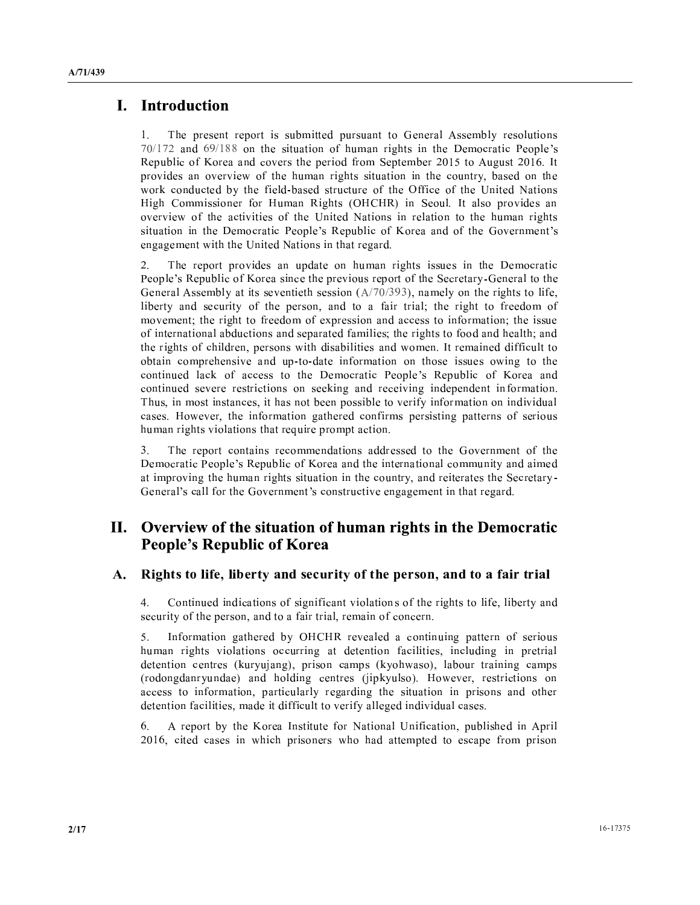# I. Introduction

1. The present report is submitted pursuant to General Assembly resolutions 70/172 and 69/188 on the situation of human rights in the Democratic People's Republic of Korea and covers the period from September 2015 to August 2016. It provides an overview of the human rights situation in the country, based on the work conducted by the field-based structure of the Office of the United Nations High Commissioner for Human Rights (OHCHR) in Seoul. It also provides an overview of the activities of the United Nations in relation to the human rights situation in the Democratic People's Republic of Korea and of the Government's engagement with the United Nations in that regard.

2. The report provides an update on human rights issues in the Democratic People's Republic of Korea since the previous report of the Secretary-General to the General Assembly at its seventieth session (A/70/393), namely on the rights to life, liberty and security of the person, and to a fair trial; the right to freedom of movement; the right to freedom of expression and access to information; the issue of international abductions and separated families; the rights to food and health; and the rights of children, persons with disabilities and women. It remained difficult to obtain comprehensive and up-to-date information on those issues owing to the continued lack of access to the Democratic People's Republic of Korea and continued severe restrictions on seeking and receiving independent information. Thus, in most instances, it has not been possible to verify information on individual cases. However, the information gathered confirms persisting patterns of serious human rights violations that require prompt action.

3. The report contains recommendations addressed to the Government of the Democratic People's Republic of Korea and the international community and aimed at improving the human rights situation in the country, and reiterates the Secretary-General's call for the Government's constructive engagement in that regard.

# II. Overview of the situation of human rights in the Democratic People's Republic of Korea

## A. Rights to life, liberty and security of the person, and to a fair trial

4. Continued indications of significant violations of the rights to life, liberty and security of the person, and to a fair trial, remain of concern.

5. Information gathered by OHCHR revealed a continuing pattern of serious human rights violations occurring at detention facilities, including in pretrial detention centres (kuryujang), prison camps (kyohwaso), labour training camps (rodongdanryundae) and holding centres (jipkyulso). However, restrictions on access to information, particularly regarding the situation in prisons and other detention facilities, made it difficult to verify alleged individual cases.

6. A report by the Korea Institute for National Unification, published in April 2016, cited cases in which prisoners who had attempted to escape from prison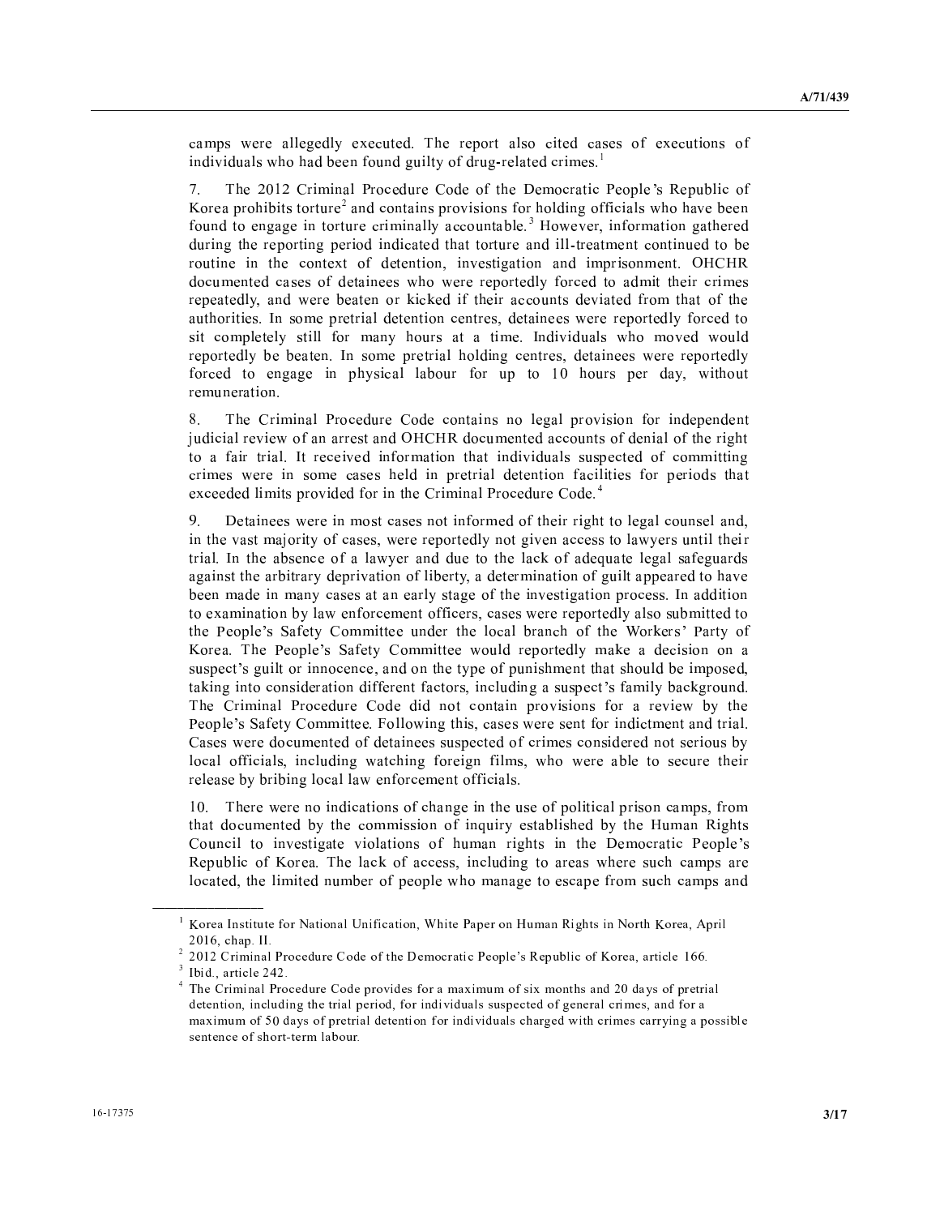camps were allegedly executed. The report also cited cases of executions of individuals who had been found guilty of drug-related crimes.[1]

7. The 2012 Criminal Procedure Code of the Democratic People's Republic of Korea prohibits torture[2] and contains provisions for holding officials who have been found to engage in torture criminally accountable.[3] However, information gathered during the reporting period indicated that torture and ill-treatment continued to be routine in the context of detention, investigation and imprisonment. OHCHR documented cases of detainees who were reportedly forced to admit their crimes repeatedly, and were beaten or kicked if their accounts deviated from that of the authorities. In some pretrial detention centres, detainees were reportedly forced to sit completely still for many hours at a time. Individuals who moved would reportedly be beaten. In some pretrial holding centres, detainees were reportedly forced to engage in physical labour for up to 10 hours per day, without remuneration.

8. The Criminal Procedure Code contains no legal provision for independent judicial review of an arrest and OHCHR documented accounts of denial of the right to a fair trial. It received information that individuals suspected of committing crimes were in some cases held in pretrial detention facilities for periods that exceeded limits provided for in the Criminal Procedure Code.[4]

9. Detainees were in most cases not informed of their right to legal counsel and, in the vast majority of cases, were reportedly not given access to lawyers until their trial. In the absence of a lawyer and due to the lack of adequate legal safeguards against the arbitrary deprivation of liberty, a determination of guilt appeared to have been made in many cases at an early stage of the investigation process. In addition to examination by law enforcement officers, cases were reportedly also submitted to the People's Safety Committee under the local branch of the Workers' Party of Korea. The People's Safety Committee would reportedly make a decision on a suspect's guilt or innocence, and on the type of punishment that should be imposed, taking into consideration different factors, including a suspect's family background. The Criminal Procedure Code did not contain provisions for a review by the People's Safety Committee. Following this, cases were sent for indictment and trial. Cases were documented of detainees suspected of crimes considered not serious by local officials, including watching foreign films, who were able to secure their release by bribing local law enforcement officials.

10. There were no indications of change in the use of political prison camps, from that documented by the commission of inquiry established by the Human Rights Council to investigate violations of human rights in the Democratic People's Republic of Korea. The lack of access, including to areas where such camps are located, the limited number of people who manage to escape from such camps and

---

[1] Korea Institute for National Unification, White Paper on Human Rights in North Korea, April 2016, chap. II.

[2] 2012 Criminal Procedure Code of the Democratic People's Republic of Korea, article 166.

[3] Ibid., article 242.

[4] The Criminal Procedure Code provides for a maximum of six months and 20 days of pretrial detention, including the trial period, for individuals suspected of general crimes, and for a maximum of 50 days of pretrial detention for individuals charged with crimes carrying a possible sentence of short-term labour.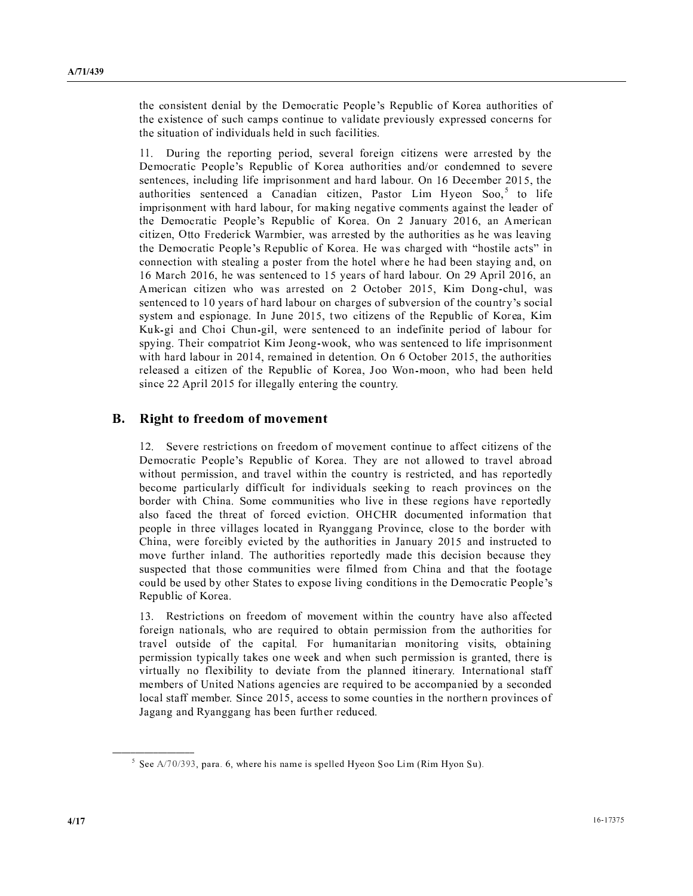the consistent denial by the Democratic People's Republic of Korea authorities of the existence of such camps continue to validate previously expressed concerns for the situation of individuals held in such facilities.

11. During the reporting period, several foreign citizens were arrested by the Democratic People's Republic of Korea authorities and/or condemned to severe sentences, including life imprisonment and hard labour. On 16 December 2015, the authorities sentenced a Canadian citizen, Pastor Lim Hyeon Soo,[5] to life imprisonment with hard labour, for making negative comments against the leader of the Democratic People's Republic of Korea. On 2 January 2016, an American citizen, Otto Frederick Warmbier, was arrested by the authorities as he was leaving the Democratic People's Republic of Korea. He was charged with "hostile acts" in connection with stealing a poster from the hotel where he had been staying and, on 16 March 2016, he was sentenced to 15 years of hard labour. On 29 April 2016, an American citizen who was arrested on 2 October 2015, Kim Dong-chul, was sentenced to 10 years of hard labour on charges of subversion of the country's social system and espionage. In June 2015, two citizens of the Republic of Korea, Kim Kuk-gi and Choi Chun-gil, were sentenced to an indefinite period of labour for spying. Their compatriot Kim Jeong-wook, who was sentenced to life imprisonment with hard labour in 2014, remained in detention. On 6 October 2015, the authorities released a citizen of the Republic of Korea, Joo Won-moon, who had been held since 22 April 2015 for illegally entering the country.

## B. Right to freedom of movement

12. Severe restrictions on freedom of movement continue to affect citizens of the Democratic People's Republic of Korea. They are not allowed to travel abroad without permission, and travel within the country is restricted, and has reportedly become particularly difficult for individuals seeking to reach provinces on the border with China. Some communities who live in these regions have reportedly also faced the threat of forced eviction. OHCHR documented information that people in three villages located in Ryanggang Province, close to the border with China, were forcibly evicted by the authorities in January 2015 and instructed to move further inland. The authorities reportedly made this decision because they suspected that those communities were filmed from China and that the footage could be used by other States to expose living conditions in the Democratic People's Republic of Korea.

13. Restrictions on freedom of movement within the country have also affected foreign nationals, who are required to obtain permission from the authorities for travel outside of the capital. For humanitarian monitoring visits, obtaining permission typically takes one week and when such permission is granted, there is virtually no flexibility to deviate from the planned itinerary. International staff members of United Nations agencies are required to be accompanied by a seconded local staff member. Since 2015, access to some counties in the northern provinces of Jagang and Ryanggang has been further reduced.

---

[5] See A/70/393, para. 6, where his name is spelled Hyeon Soo Lim (Rim Hyon Su).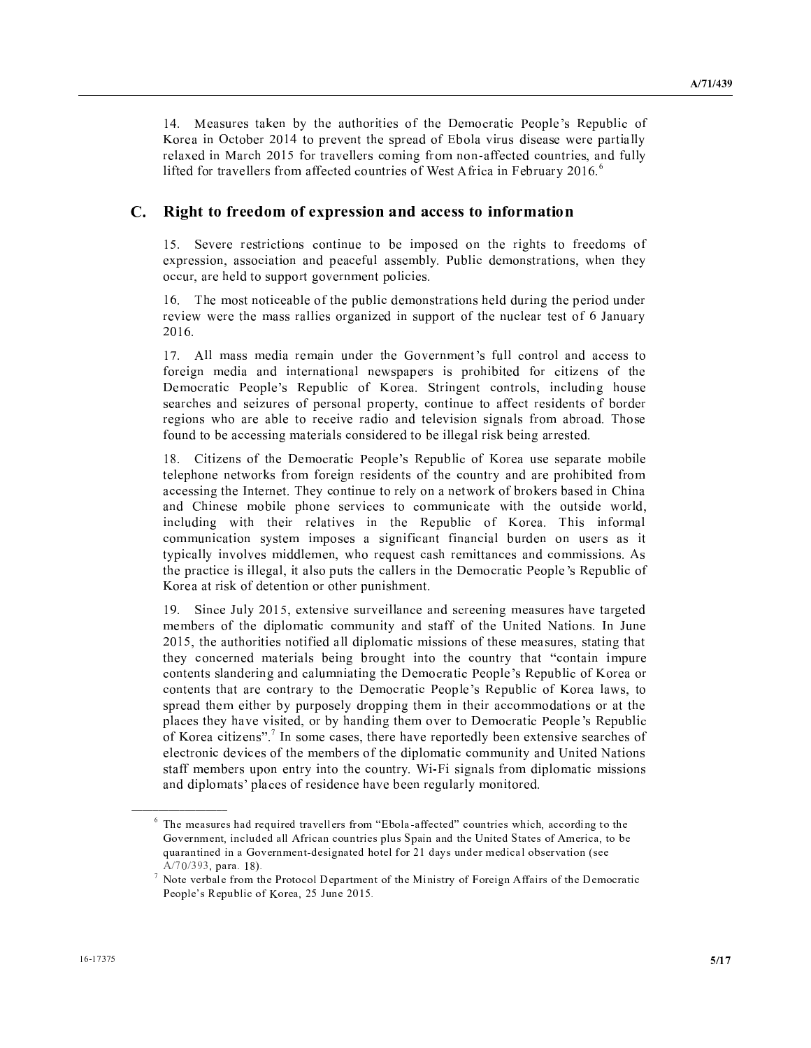14. Measures taken by the authorities of the Democratic People's Republic of Korea in October 2014 to prevent the spread of Ebola virus disease were partially relaxed in March 2015 for travellers coming from non-affected countries, and fully lifted for travellers from affected countries of West Africa in February 2016.[6]

## C. Right to freedom of expression and access to information

15. Severe restrictions continue to be imposed on the rights to freedoms of expression, association and peaceful assembly. Public demonstrations, when they occur, are held to support government policies.

16. The most noticeable of the public demonstrations held during the period under review were the mass rallies organized in support of the nuclear test of 6 January 2016.

17. All mass media remain under the Government's full control and access to foreign media and international newspapers is prohibited for citizens of the Democratic People's Republic of Korea. Stringent controls, including house searches and seizures of personal property, continue to affect residents of border regions who are able to receive radio and television signals from abroad. Those found to be accessing materials considered to be illegal risk being arrested.

18. Citizens of the Democratic People's Republic of Korea use separate mobile telephone networks from foreign residents of the country and are prohibited from accessing the Internet. They continue to rely on a network of brokers based in China and Chinese mobile phone services to communicate with the outside world, including with their relatives in the Republic of Korea. This informal communication system imposes a significant financial burden on users as it typically involves middlemen, who request cash remittances and commissions. As the practice is illegal, it also puts the callers in the Democratic People's Republic of Korea at risk of detention or other punishment.

19. Since July 2015, extensive surveillance and screening measures have targeted members of the diplomatic community and staff of the United Nations. In June 2015, the authorities notified all diplomatic missions of these measures, stating that they concerned materials being brought into the country that "contain impure contents slandering and calumniating the Democratic People's Republic of Korea or contents that are contrary to the Democratic People's Republic of Korea laws, to spread them either by purposely dropping them in their accommodations or at the places they have visited, or by handing them over to Democratic People's Republic of Korea citizens".[7] In some cases, there have reportedly been extensive searches of electronic devices of the members of the diplomatic community and United Nations staff members upon entry into the country. Wi-Fi signals from diplomatic missions and diplomats' places of residence have been regularly monitored.

---

[6] The measures had required travellers from "Ebola-affected" countries which, according to the Government, included all African countries plus Spain and the United States of America, to be quarantined in a Government-designated hotel for 21 days under medical observation (see A/70/393, para. 18).

[7] Note verbale from the Protocol Department of the Ministry of Foreign Affairs of the Democratic People's Republic of Korea, 25 June 2015.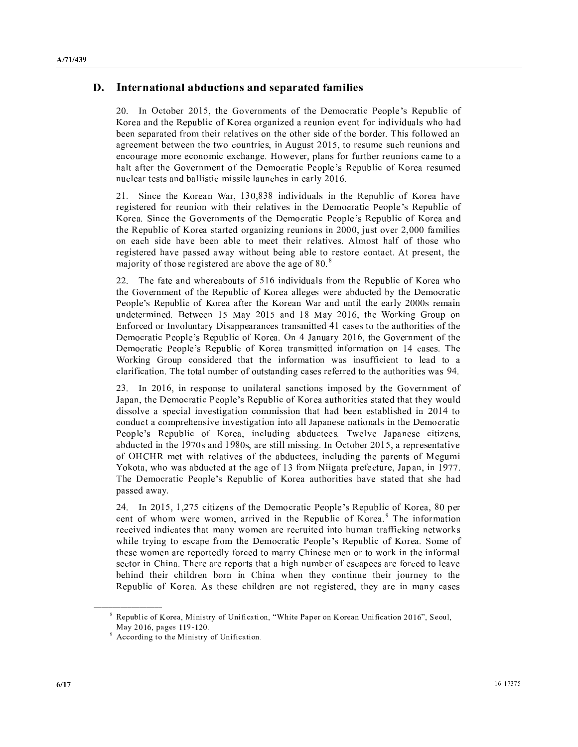## D. International abductions and separated families

20. In October 2015, the Governments of the Democratic People's Republic of Korea and the Republic of Korea organized a reunion event for individuals who had been separated from their relatives on the other side of the border. This followed an agreement between the two countries, in August 2015, to resume such reunions and encourage more economic exchange. However, plans for further reunions came to a halt after the Government of the Democratic People's Republic of Korea resumed nuclear tests and ballistic missile launches in early 2016.

21. Since the Korean War, 130,838 individuals in the Republic of Korea have registered for reunion with their relatives in the Democratic People's Republic of Korea. Since the Governments of the Democratic People's Republic of Korea and the Republic of Korea started organizing reunions in 2000, just over 2,000 families on each side have been able to meet their relatives. Almost half of those who registered have passed away without being able to restore contact. At present, the majority of those registered are above the age of 80.[8]

22. The fate and whereabouts of 516 individuals from the Republic of Korea who the Government of the Republic of Korea alleges were abducted by the Democratic People's Republic of Korea after the Korean War and until the early 2000s remain undetermined. Between 15 May 2015 and 18 May 2016, the Working Group on Enforced or Involuntary Disappearances transmitted 41 cases to the authorities of the Democratic People's Republic of Korea. On 4 January 2016, the Government of the Democratic People's Republic of Korea transmitted information on 14 cases. The Working Group considered that the information was insufficient to lead to a clarification. The total number of outstanding cases referred to the authorities was 94.

23. In 2016, in response to unilateral sanctions imposed by the Government of Japan, the Democratic People's Republic of Korea authorities stated that they would dissolve a special investigation commission that had been established in 2014 to conduct a comprehensive investigation into all Japanese nationals in the Democratic People's Republic of Korea, including abductees. Twelve Japanese citizens, abducted in the 1970s and 1980s, are still missing. In October 2015, a representative of OHCHR met with relatives of the abductees, including the parents of Megumi Yokota, who was abducted at the age of 13 from Niigata prefecture, Japan, in 1977. The Democratic People's Republic of Korea authorities have stated that she had passed away.

24. In 2015, 1,275 citizens of the Democratic People's Republic of Korea, 80 per cent of whom were women, arrived in the Republic of Korea.[9] The information received indicates that many women are recruited into human trafficking networks while trying to escape from the Democratic People's Republic of Korea. Some of these women are reportedly forced to marry Chinese men or to work in the informal sector in China. There are reports that a high number of escapees are forced to leave behind their children born in China when they continue their journey to the Republic of Korea. As these children are not registered, they are in many cases

---

[8] Republic of Korea, Ministry of Unification, "White Paper on Korean Unification 2016", Seoul, May 2016, pages 119-120.

[9] According to the Ministry of Unification.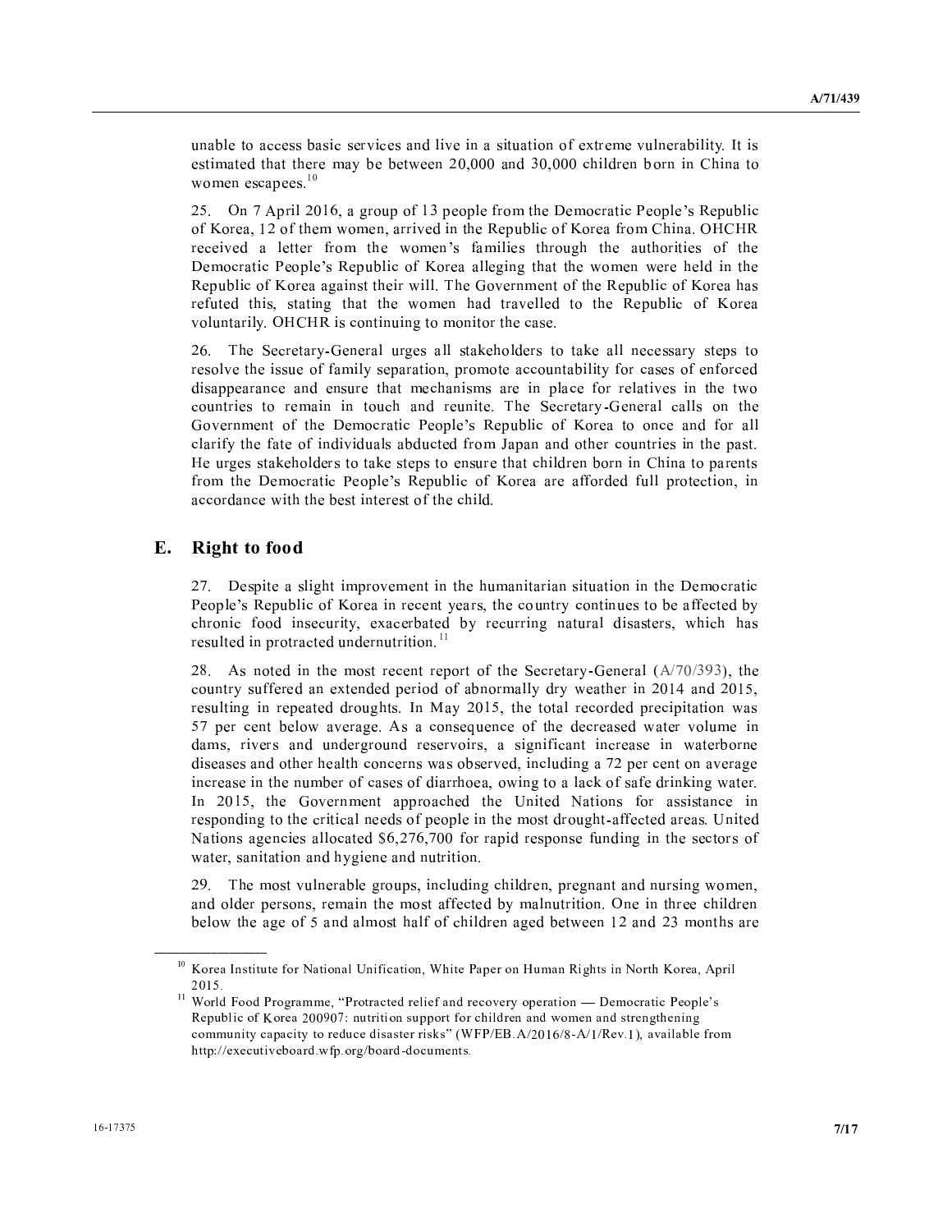unable to access basic services and live in a situation of extreme vulnerability. It is estimated that there may be between 20,000 and 30,000 children born in China to women escapees.[10]

25. On 7 April 2016, a group of 13 people from the Democratic People's Republic of Korea, 12 of them women, arrived in the Republic of Korea from China. OHCHR received a letter from the women's families through the authorities of the Democratic People's Republic of Korea alleging that the women were held in the Republic of Korea against their will. The Government of the Republic of Korea has refuted this, stating that the women had travelled to the Republic of Korea voluntarily. OHCHR is continuing to monitor the case.

26. The Secretary-General urges all stakeholders to take all necessary steps to resolve the issue of family separation, promote accountability for cases of enforced disappearance and ensure that mechanisms are in place for relatives in the two countries to remain in touch and reunite. The Secretary-General calls on the Government of the Democratic People's Republic of Korea to once and for all clarify the fate of individuals abducted from Japan and other countries in the past. He urges stakeholders to take steps to ensure that children born in China to parents from the Democratic People's Republic of Korea are afforded full protection, in accordance with the best interest of the child.

## E. Right to food

27. Despite a slight improvement in the humanitarian situation in the Democratic People's Republic of Korea in recent years, the country continues to be affected by chronic food insecurity, exacerbated by recurring natural disasters, which has resulted in protracted undernutrition.[11]

28. As noted in the most recent report of the Secretary-General (A/70/393), the country suffered an extended period of abnormally dry weather in 2014 and 2015, resulting in repeated droughts. In May 2015, the total recorded precipitation was 57 per cent below average. As a consequence of the decreased water volume in dams, rivers and underground reservoirs, a significant increase in waterborne diseases and other health concerns was observed, including a 72 per cent on average increase in the number of cases of diarrhoea, owing to a lack of safe drinking water. In 2015, the Government approached the United Nations for assistance in responding to the critical needs of people in the most drought-affected areas. United Nations agencies allocated $6,276,700 for rapid response funding in the sectors of water, sanitation and hygiene and nutrition.

29. The most vulnerable groups, including children, pregnant and nursing women, and older persons, remain the most affected by malnutrition. One in three children below the age of 5 and almost half of children aged between 12 and 23 months are

---

[10] Korea Institute for National Unification, White Paper on Human Rights in North Korea, April 2015.

[11] World Food Programme, "Protracted relief and recovery operation — Democratic People's Republic of Korea 200907: nutrition support for children and women and strengthening community capacity to reduce disaster risks" (WFP/EB.A/2016/8-A/1/Rev.1), available from http://executiveboard.wfp.org/board-documents.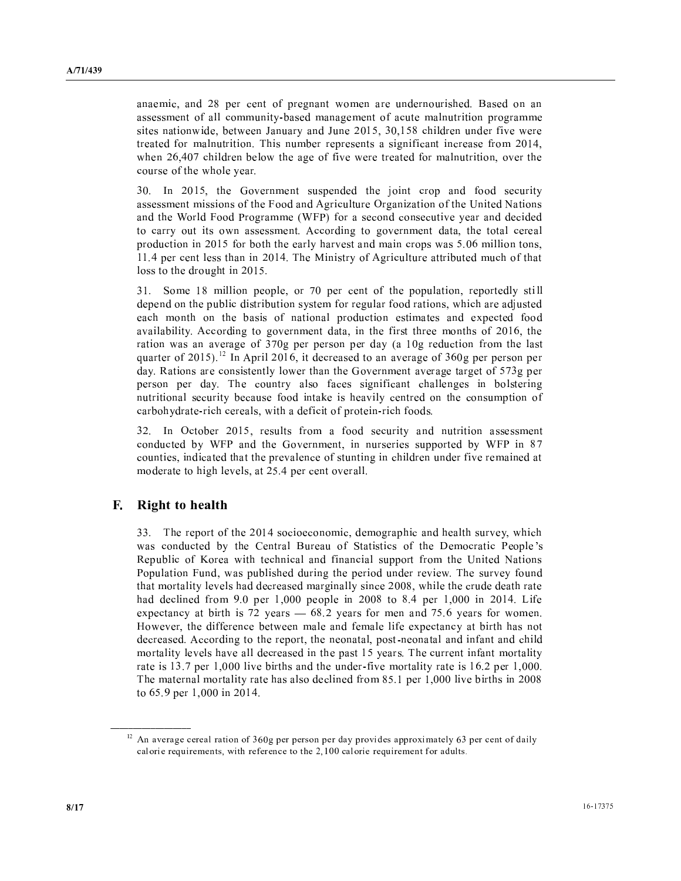anaemic, and 28 per cent of pregnant women are undernourished. Based on an assessment of all community-based management of acute malnutrition programme sites nationwide, between January and June 2015, 30,158 children under five were treated for malnutrition. This number represents a significant increase from 2014, when 26,407 children below the age of five were treated for malnutrition, over the course of the whole year.

30. In 2015, the Government suspended the joint crop and food security assessment missions of the Food and Agriculture Organization of the United Nations and the World Food Programme (WFP) for a second consecutive year and decided to carry out its own assessment. According to government data, the total cereal production in 2015 for both the early harvest and main crops was 5.06 million tons, 11.4 per cent less than in 2014. The Ministry of Agriculture attributed much of that loss to the drought in 2015.

31. Some 18 million people, or 70 per cent of the population, reportedly still depend on the public distribution system for regular food rations, which are adjusted each month on the basis of national production estimates and expected food availability. According to government data, in the first three months of 2016, the ration was an average of 370g per person per day (a 10g reduction from the last quarter of 2015).[12] In April 2016, it decreased to an average of 360g per person per day. Rations are consistently lower than the Government average target of 573g per person per day. The country also faces significant challenges in bolstering nutritional security because food intake is heavily centred on the consumption of carbohydrate-rich cereals, with a deficit of protein-rich foods.

32. In October 2015, results from a food security and nutrition assessment conducted by WFP and the Government, in nurseries supported by WFP in 87 counties, indicated that the prevalence of stunting in children under five remained at moderate to high levels, at 25.4 per cent overall.

## F. Right to health

33. The report of the 2014 socioeconomic, demographic and health survey, which was conducted by the Central Bureau of Statistics of the Democratic People's Republic of Korea with technical and financial support from the United Nations Population Fund, was published during the period under review. The survey found that mortality levels had decreased marginally since 2008, while the crude death rate had declined from 9.0 per 1,000 people in 2008 to 8.4 per 1,000 in 2014. Life expectancy at birth is 72 years — 68.2 years for men and 75.6 years for women. However, the difference between male and female life expectancy at birth has not decreased. According to the report, the neonatal, post-neonatal and infant and child mortality levels have all decreased in the past 15 years. The current infant mortality rate is 13.7 per 1,000 live births and the under-five mortality rate is 16.2 per 1,000. The maternal mortality rate has also declined from 85.1 per 1,000 live births in 2008 to 65.9 per 1,000 in 2014.

---

[12] An average cereal ration of 360g per person per day provides approximately 63 per cent of daily calorie requirements, with reference to the 2,100 calorie requirement for adults.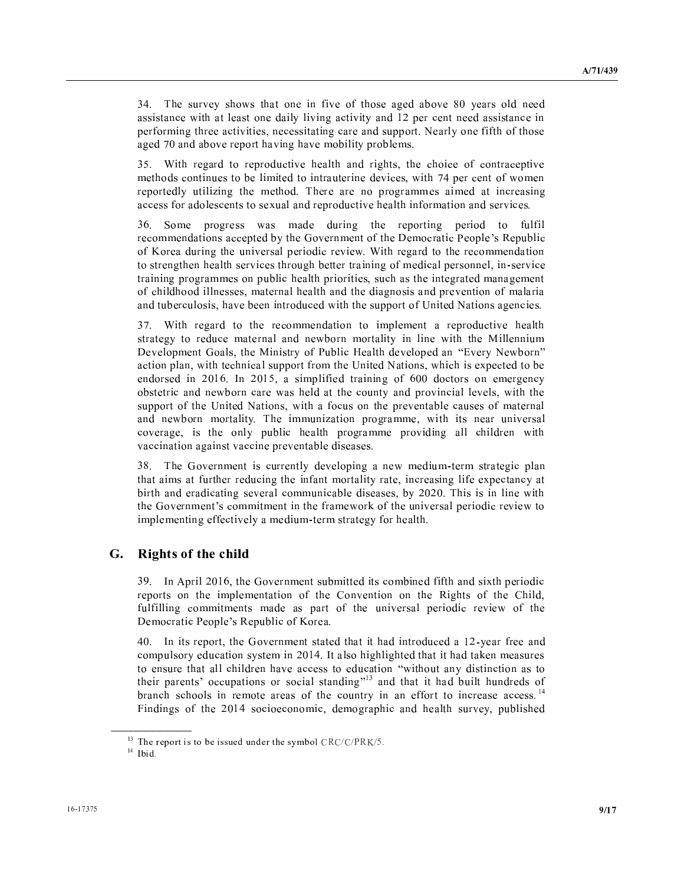34. The survey shows that one in five of those aged above 80 years old need assistance with at least one daily living activity and 12 per cent need assistance in performing three activities, necessitating care and support. Nearly one fifth of those aged 70 and above report having have mobility problems.

35. With regard to reproductive health and rights, the choice of contraceptive methods continues to be limited to intrauterine devices, with 74 per cent of women reportedly utilizing the method. There are no programmes aimed at increasing access for adolescents to sexual and reproductive health information and services.

36. Some progress was made during the reporting period to fulfil recommendations accepted by the Government of the Democratic People's Republic of Korea during the universal periodic review. With regard to the recommendation to strengthen health services through better training of medical personnel, in-service training programmes on public health priorities, such as the integrated management of childhood illnesses, maternal health and the diagnosis and prevention of malaria and tuberculosis, have been introduced with the support of United Nations agencies.

37. With regard to the recommendation to implement a reproductive health strategy to reduce maternal and newborn mortality in line with the Millennium Development Goals, the Ministry of Public Health developed an "Every Newborn" action plan, with technical support from the United Nations, which is expected to be endorsed in 2016. In 2015, a simplified training of 600 doctors on emergency obstetric and newborn care was held at the county and provincial levels, with the support of the United Nations, with a focus on the preventable causes of maternal and newborn mortality. The immunization programme, with its near universal coverage, is the only public health programme providing all children with vaccination against vaccine preventable diseases.

38. The Government is currently developing a new medium-term strategic plan that aims at further reducing the infant mortality rate, increasing life expectancy at birth and eradicating several communicable diseases, by 2020. This is in line with the Government's commitment in the framework of the universal periodic review to implementing effectively a medium-term strategy for health.

## G. Rights of the child

39. In April 2016, the Government submitted its combined fifth and sixth periodic reports on the implementation of the Convention on the Rights of the Child, fulfilling commitments made as part of the universal periodic review of the Democratic People's Republic of Korea.

40. In its report, the Government stated that it had introduced a 12-year free and compulsory education system in 2014. It also highlighted that it had taken measures to ensure that all children have access to education "without any distinction as to their parents' occupations or social standing"[13] and that it had built hundreds of branch schools in remote areas of the country in an effort to increase access.[14] Findings of the 2014 socioeconomic, demographic and health survey, published

---

[13] The report is to be issued under the symbol CRC/C/PRK/5.

[14] Ibid.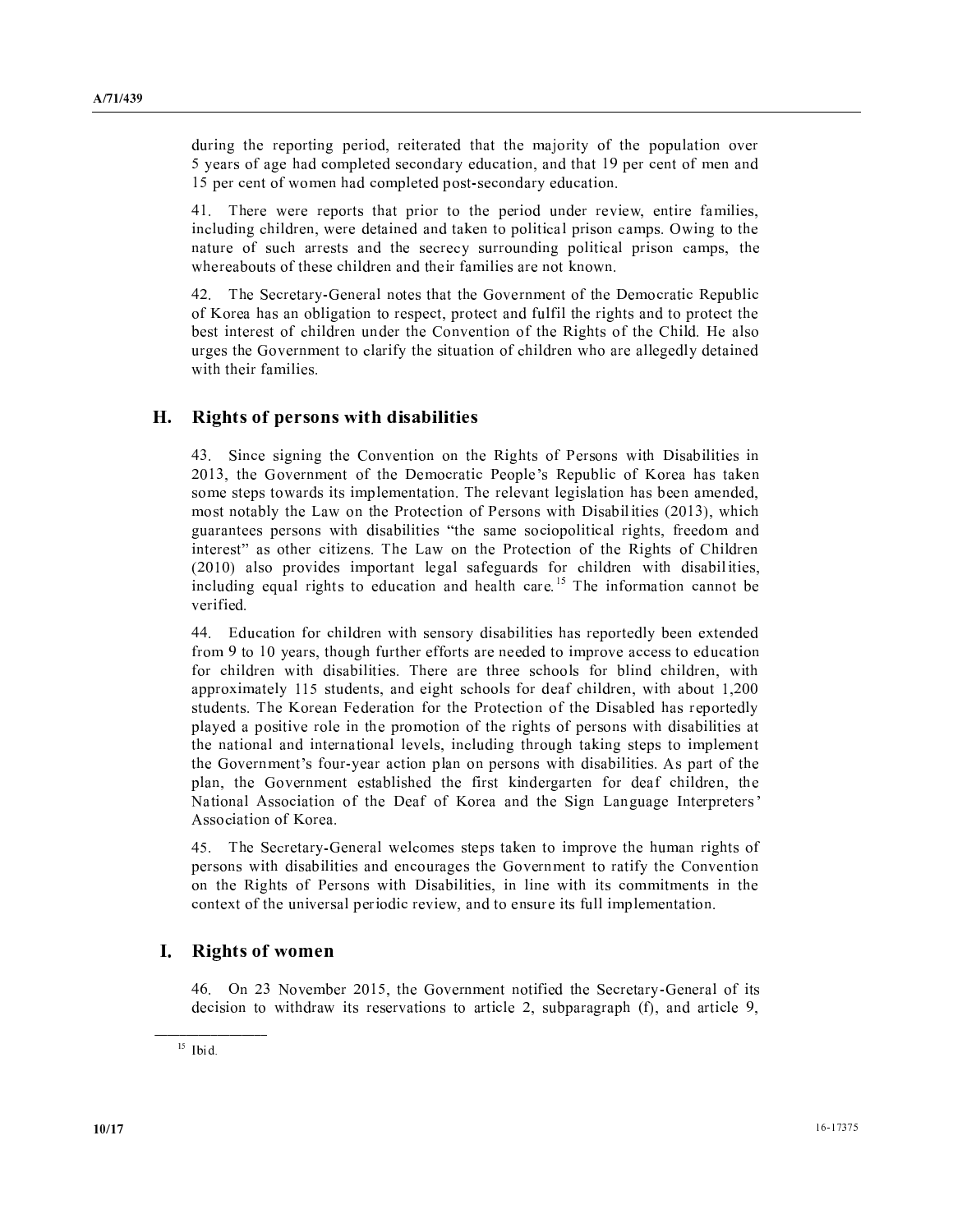during the reporting period, reiterated that the majority of the population over 5 years of age had completed secondary education, and that 19 per cent of men and 15 per cent of women had completed post-secondary education.

41. There were reports that prior to the period under review, entire families, including children, were detained and taken to political prison camps. Owing to the nature of such arrests and the secrecy surrounding political prison camps, the whereabouts of these children and their families are not known.

42. The Secretary-General notes that the Government of the Democratic Republic of Korea has an obligation to respect, protect and fulfil the rights and to protect the best interest of children under the Convention of the Rights of the Child. He also urges the Government to clarify the situation of children who are allegedly detained with their families.

## H. Rights of persons with disabilities

43. Since signing the Convention on the Rights of Persons with Disabilities in 2013, the Government of the Democratic People's Republic of Korea has taken some steps towards its implementation. The relevant legislation has been amended, most notably the Law on the Protection of Persons with Disabilities (2013), which guarantees persons with disabilities "the same sociopolitical rights, freedom and interest" as other citizens. The Law on the Protection of the Rights of Children (2010) also provides important legal safeguards for children with disabilities, including equal rights to education and health care.[15] The information cannot be verified.

44. Education for children with sensory disabilities has reportedly been extended from 9 to 10 years, though further efforts are needed to improve access to education for children with disabilities. There are three schools for blind children, with approximately 115 students, and eight schools for deaf children, with about 1,200 students. The Korean Federation for the Protection of the Disabled has reportedly played a positive role in the promotion of the rights of persons with disabilities at the national and international levels, including through taking steps to implement the Government's four-year action plan on persons with disabilities. As part of the plan, the Government established the first kindergarten for deaf children, the National Association of the Deaf of Korea and the Sign Language Interpreters' Association of Korea.

45. The Secretary-General welcomes steps taken to improve the human rights of persons with disabilities and encourages the Government to ratify the Convention on the Rights of Persons with Disabilities, in line with its commitments in the context of the universal periodic review, and to ensure its full implementation.

## I. Rights of women

46. On 23 November 2015, the Government notified the Secretary-General of its decision to withdraw its reservations to article 2, subparagraph (f), and article 9,

---

[15] Ibid.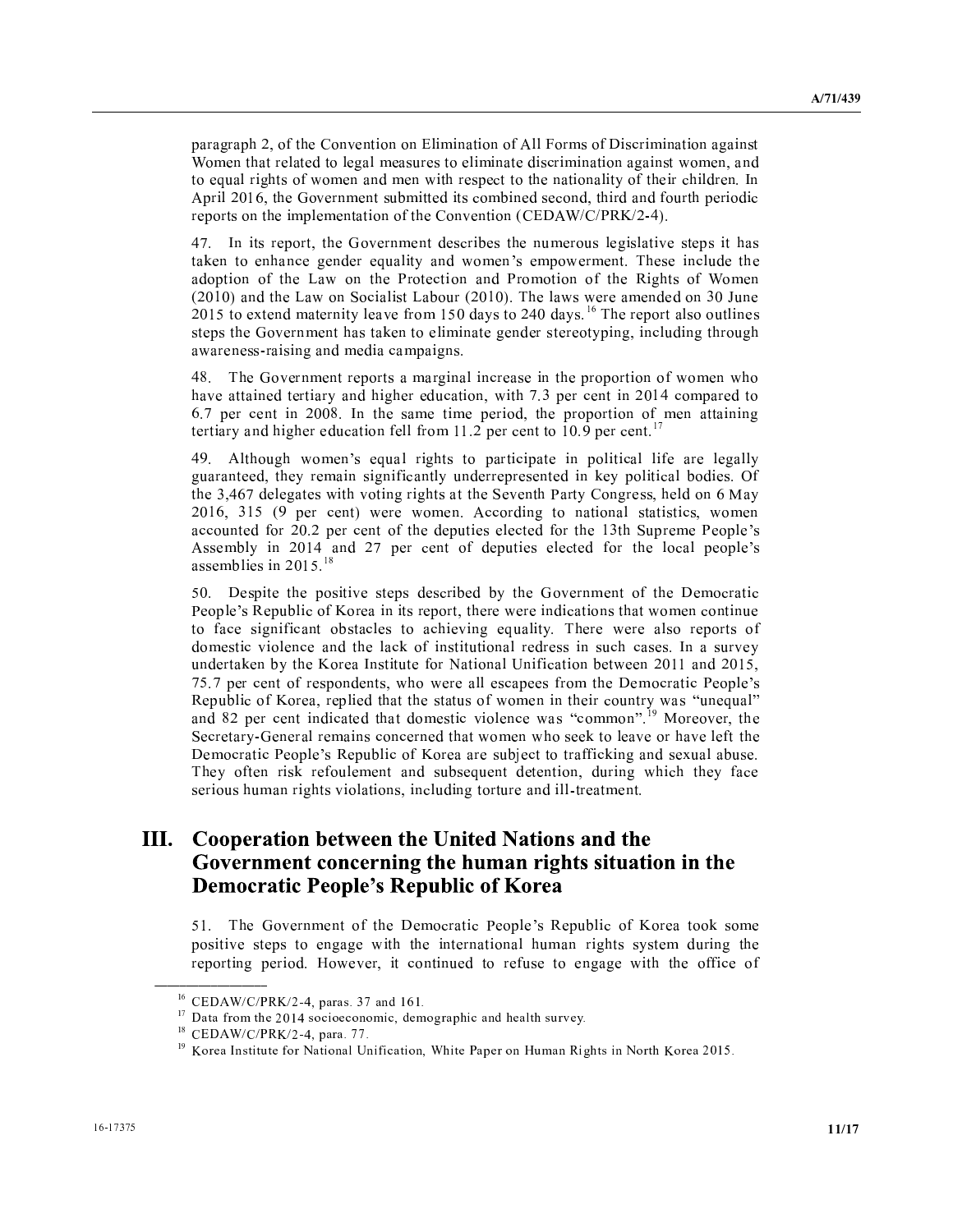paragraph 2, of the Convention on Elimination of All Forms of Discrimination against Women that related to legal measures to eliminate discrimination against women, and to equal rights of women and men with respect to the nationality of their children. In April 2016, the Government submitted its combined second, third and fourth periodic reports on the implementation of the Convention (CEDAW/C/PRK/2-4).

47. In its report, the Government describes the numerous legislative steps it has taken to enhance gender equality and women's empowerment. These include the adoption of the Law on the Protection and Promotion of the Rights of Women (2010) and the Law on Socialist Labour (2010). The laws were amended on 30 June 2015 to extend maternity leave from 150 days to 240 days.[16] The report also outlines steps the Government has taken to eliminate gender stereotyping, including through awareness-raising and media campaigns.

48. The Government reports a marginal increase in the proportion of women who have attained tertiary and higher education, with 7.3 per cent in 2014 compared to 6.7 per cent in 2008. In the same time period, the proportion of men attaining tertiary and higher education fell from 11.2 per cent to 10.9 per cent.[17]

49. Although women's equal rights to participate in political life are legally guaranteed, they remain significantly underrepresented in key political bodies. Of the 3,467 delegates with voting rights at the Seventh Party Congress, held on 6 May 2016, 315 (9 per cent) were women. According to national statistics, women accounted for 20.2 per cent of the deputies elected for the 13th Supreme People's Assembly in 2014 and 27 per cent of deputies elected for the local people's assemblies in 2015.[18]

50. Despite the positive steps described by the Government of the Democratic People's Republic of Korea in its report, there were indications that women continue to face significant obstacles to achieving equality. There were also reports of domestic violence and the lack of institutional redress in such cases. In a survey undertaken by the Korea Institute for National Unification between 2011 and 2015, 75.7 per cent of respondents, who were all escapees from the Democratic People's Republic of Korea, replied that the status of women in their country was "unequal" and 82 per cent indicated that domestic violence was "common".[19] Moreover, the Secretary-General remains concerned that women who seek to leave or have left the Democratic People's Republic of Korea are subject to trafficking and sexual abuse. They often risk refoulement and subsequent detention, during which they face serious human rights violations, including torture and ill-treatment.

# III. Cooperation between the United Nations and the Government concerning the human rights situation in the Democratic People's Republic of Korea

51. The Government of the Democratic People's Republic of Korea took some positive steps to engage with the international human rights system during the reporting period. However, it continued to refuse to engage with the office of

---

[16] CEDAW/C/PRK/2-4, paras. 37 and 161.

[17] Data from the 2014 socioeconomic, demographic and health survey.

[18] CEDAW/C/PRK/2-4, para. 77.

[19] Korea Institute for National Unification, White Paper on Human Rights in North Korea 2015.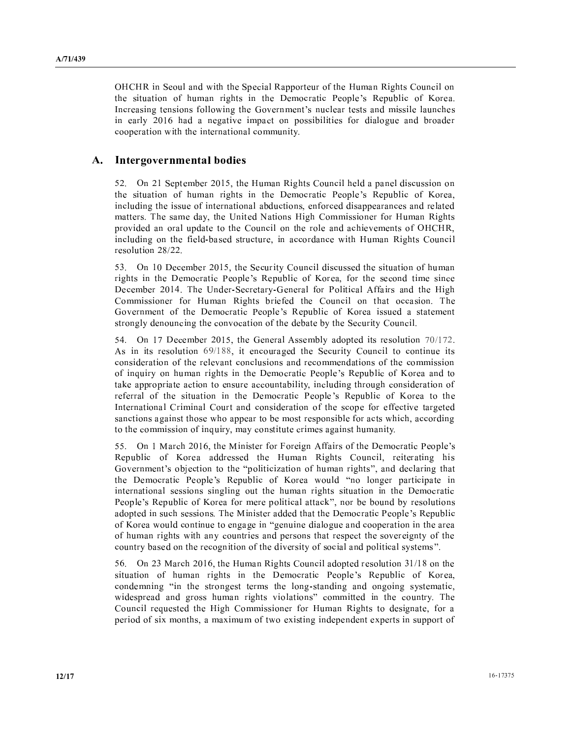OHCHR in Seoul and with the Special Rapporteur of the Human Rights Council on the situation of human rights in the Democratic People's Republic of Korea. Increasing tensions following the Government's nuclear tests and missile launches in early 2016 had a negative impact on possibilities for dialogue and broader cooperation with the international community.

## A. Intergovernmental bodies

52. On 21 September 2015, the Human Rights Council held a panel discussion on the situation of human rights in the Democratic People's Republic of Korea, including the issue of international abductions, enforced disappearances and related matters. The same day, the United Nations High Commissioner for Human Rights provided an oral update to the Council on the role and achievements of OHCHR, including on the field-based structure, in accordance with Human Rights Council resolution 28/22.

53. On 10 December 2015, the Security Council discussed the situation of human rights in the Democratic People's Republic of Korea, for the second time since December 2014. The Under-Secretary-General for Political Affairs and the High Commissioner for Human Rights briefed the Council on that occasion. The Government of the Democratic People's Republic of Korea issued a statement strongly denouncing the convocation of the debate by the Security Council.

54. On 17 December 2015, the General Assembly adopted its resolution 70/172. As in its resolution 69/188, it encouraged the Security Council to continue its consideration of the relevant conclusions and recommendations of the commission of inquiry on human rights in the Democratic People's Republic of Korea and to take appropriate action to ensure accountability, including through consideration of referral of the situation in the Democratic People's Republic of Korea to the International Criminal Court and consideration of the scope for effective targeted sanctions against those who appear to be most responsible for acts which, according to the commission of inquiry, may constitute crimes against humanity.

55. On 1 March 2016, the Minister for Foreign Affairs of the Democratic People's Republic of Korea addressed the Human Rights Council, reiterating his Government's objection to the "politicization of human rights", and declaring that the Democratic People's Republic of Korea would "no longer participate in international sessions singling out the human rights situation in the Democratic People's Republic of Korea for mere political attack", nor be bound by resolutions adopted in such sessions. The Minister added that the Democratic People's Republic of Korea would continue to engage in "genuine dialogue and cooperation in the area of human rights with any countries and persons that respect the sovereignty of the country based on the recognition of the diversity of social and political systems".

56. On 23 March 2016, the Human Rights Council adopted resolution 31/18 on the situation of human rights in the Democratic People's Republic of Korea, condemning "in the strongest terms the long-standing and ongoing systematic, widespread and gross human rights violations" committed in the country. The Council requested the High Commissioner for Human Rights to designate, for a period of six months, a maximum of two existing independent experts in support of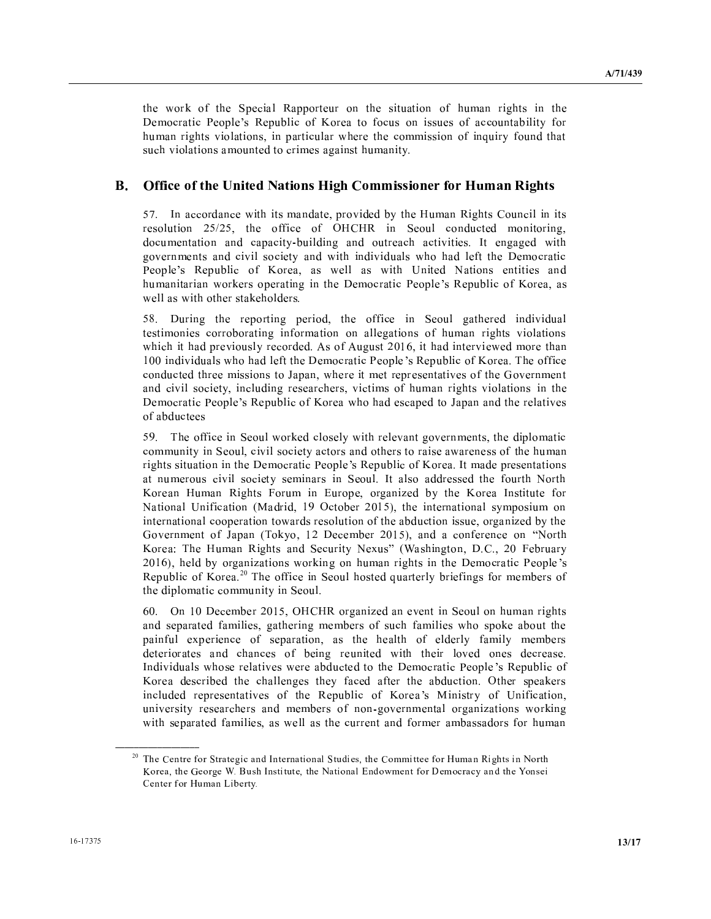the work of the Special Rapporteur on the situation of human rights in the Democratic People's Republic of Korea to focus on issues of accountability for human rights violations, in particular where the commission of inquiry found that such violations amounted to crimes against humanity.

## B. Office of the United Nations High Commissioner for Human Rights

57. In accordance with its mandate, provided by the Human Rights Council in its resolution 25/25, the office of OHCHR in Seoul conducted monitoring, documentation and capacity-building and outreach activities. It engaged with governments and civil society and with individuals who had left the Democratic People's Republic of Korea, as well as with United Nations entities and humanitarian workers operating in the Democratic People's Republic of Korea, as well as with other stakeholders.

58. During the reporting period, the office in Seoul gathered individual testimonies corroborating information on allegations of human rights violations which it had previously recorded. As of August 2016, it had interviewed more than 100 individuals who had left the Democratic People's Republic of Korea. The office conducted three missions to Japan, where it met representatives of the Government and civil society, including researchers, victims of human rights violations in the Democratic People's Republic of Korea who had escaped to Japan and the relatives of abductees

59. The office in Seoul worked closely with relevant governments, the diplomatic community in Seoul, civil society actors and others to raise awareness of the human rights situation in the Democratic People's Republic of Korea. It made presentations at numerous civil society seminars in Seoul. It also addressed the fourth North Korean Human Rights Forum in Europe, organized by the Korea Institute for National Unification (Madrid, 19 October 2015), the international symposium on international cooperation towards resolution of the abduction issue, organized by the Government of Japan (Tokyo, 12 December 2015), and a conference on "North Korea: The Human Rights and Security Nexus" (Washington, D.C., 20 February 2016), held by organizations working on human rights in the Democratic People's Republic of Korea.[20] The office in Seoul hosted quarterly briefings for members of the diplomatic community in Seoul.

60. On 10 December 2015, OHCHR organized an event in Seoul on human rights and separated families, gathering members of such families who spoke about the painful experience of separation, as the health of elderly family members deteriorates and chances of being reunited with their loved ones decrease. Individuals whose relatives were abducted to the Democratic People's Republic of Korea described the challenges they faced after the abduction. Other speakers included representatives of the Republic of Korea's Ministry of Unification, university researchers and members of non-governmental organizations working with separated families, as well as the current and former ambassadors for human

---

[20] The Centre for Strategic and International Studies, the Committee for Human Rights in North Korea, the George W. Bush Institute, the National Endowment for Democracy and the Yonsei Center for Human Liberty.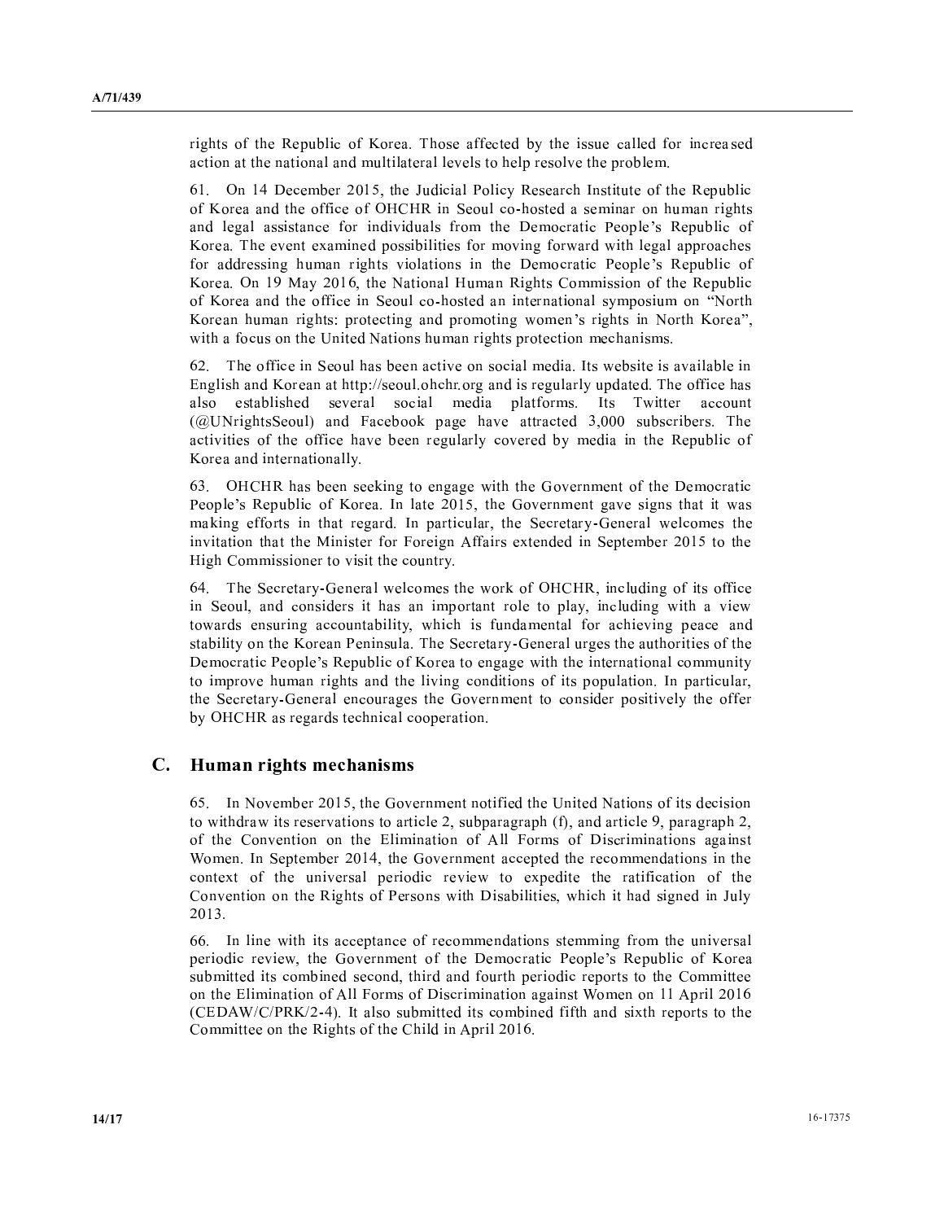rights of the Republic of Korea. Those affected by the issue called for increased action at the national and multilateral levels to help resolve the problem.

61. On 14 December 2015, the Judicial Policy Research Institute of the Republic of Korea and the office of OHCHR in Seoul co-hosted a seminar on human rights and legal assistance for individuals from the Democratic People's Republic of Korea. The event examined possibilities for moving forward with legal approaches for addressing human rights violations in the Democratic People's Republic of Korea. On 19 May 2016, the National Human Rights Commission of the Republic of Korea and the office in Seoul co-hosted an international symposium on "North Korean human rights: protecting and promoting women's rights in North Korea", with a focus on the United Nations human rights protection mechanisms.

62. The office in Seoul has been active on social media. Its website is available in English and Korean at http://seoul.ohchr.org and is regularly updated. The office has also established several social media platforms. Its Twitter account (@UNrightsSeoul) and Facebook page have attracted 3,000 subscribers. The activities of the office have been regularly covered by media in the Republic of Korea and internationally.

63. OHCHR has been seeking to engage with the Government of the Democratic People's Republic of Korea. In late 2015, the Government gave signs that it was making efforts in that regard. In particular, the Secretary-General welcomes the invitation that the Minister for Foreign Affairs extended in September 2015 to the High Commissioner to visit the country.

64. The Secretary-General welcomes the work of OHCHR, including of its office in Seoul, and considers it has an important role to play, including with a view towards ensuring accountability, which is fundamental for achieving peace and stability on the Korean Peninsula. The Secretary-General urges the authorities of the Democratic People's Republic of Korea to engage with the international community to improve human rights and the living conditions of its population. In particular, the Secretary-General encourages the Government to consider positively the offer by OHCHR as regards technical cooperation.

## C. Human rights mechanisms

65. In November 2015, the Government notified the United Nations of its decision to withdraw its reservations to article 2, subparagraph (f), and article 9, paragraph 2, of the Convention on the Elimination of All Forms of Discriminations against Women. In September 2014, the Government accepted the recommendations in the context of the universal periodic review to expedite the ratification of the Convention on the Rights of Persons with Disabilities, which it had signed in July 2013.

66. In line with its acceptance of recommendations stemming from the universal periodic review, the Government of the Democratic People's Republic of Korea submitted its combined second, third and fourth periodic reports to the Committee on the Elimination of All Forms of Discrimination against Women on 11 April 2016 (CEDAW/C/PRK/2-4). It also submitted its combined fifth and sixth reports to the Committee on the Rights of the Child in April 2016.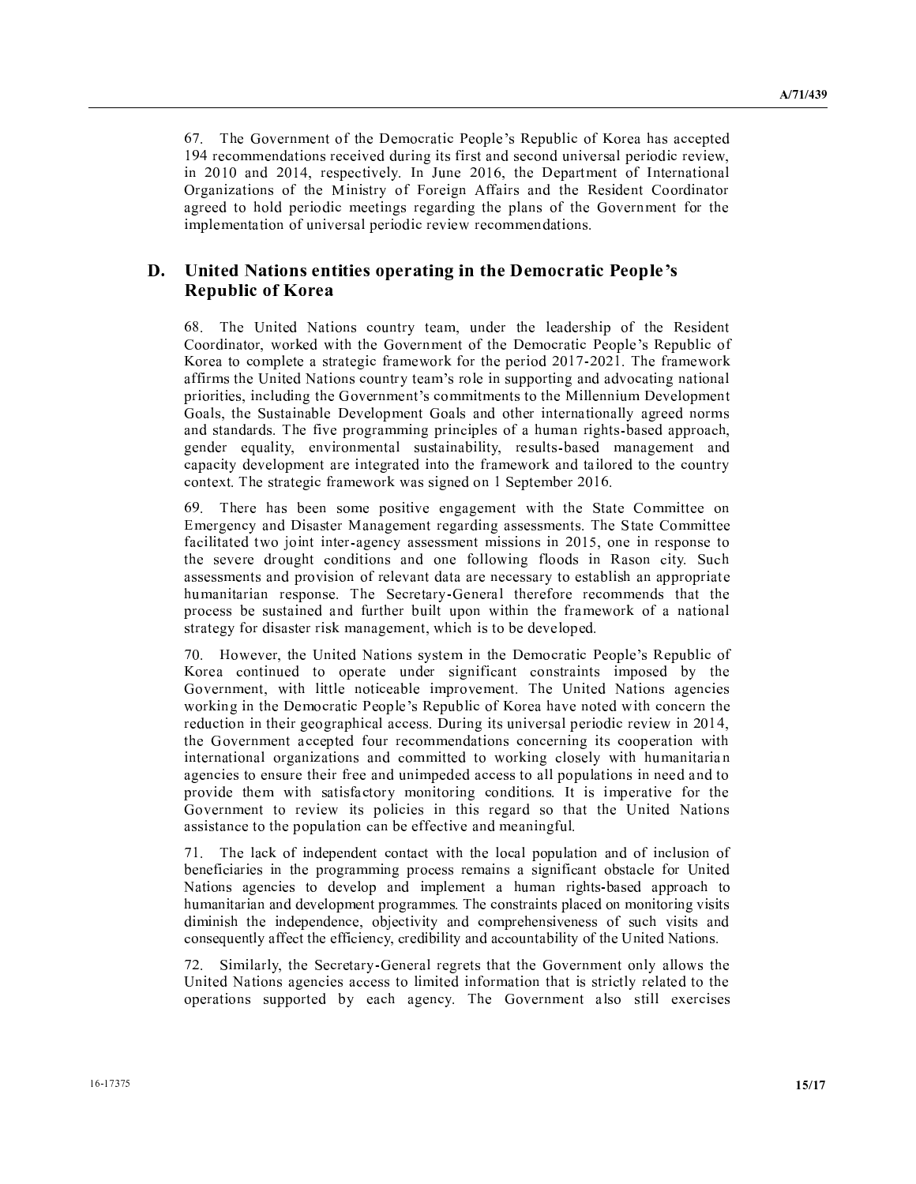67. The Government of the Democratic People's Republic of Korea has accepted 194 recommendations received during its first and second universal periodic review, in 2010 and 2014, respectively. In June 2016, the Department of International Organizations of the Ministry of Foreign Affairs and the Resident Coordinator agreed to hold periodic meetings regarding the plans of the Government for the implementation of universal periodic review recommendations.

## D. United Nations entities operating in the Democratic People's Republic of Korea

68. The United Nations country team, under the leadership of the Resident Coordinator, worked with the Government of the Democratic People's Republic of Korea to complete a strategic framework for the period 2017-2021. The framework affirms the United Nations country team's role in supporting and advocating national priorities, including the Government's commitments to the Millennium Development Goals, the Sustainable Development Goals and other internationally agreed norms and standards. The five programming principles of a human rights-based approach, gender equality, environmental sustainability, results-based management and capacity development are integrated into the framework and tailored to the country context. The strategic framework was signed on 1 September 2016.

69. There has been some positive engagement with the State Committee on Emergency and Disaster Management regarding assessments. The State Committee facilitated two joint inter-agency assessment missions in 2015, one in response to the severe drought conditions and one following floods in Rason city. Such assessments and provision of relevant data are necessary to establish an appropriate humanitarian response. The Secretary-General therefore recommends that the process be sustained and further built upon within the framework of a national strategy for disaster risk management, which is to be developed.

70. However, the United Nations system in the Democratic People's Republic of Korea continued to operate under significant constraints imposed by the Government, with little noticeable improvement. The United Nations agencies working in the Democratic People's Republic of Korea have noted with concern the reduction in their geographical access. During its universal periodic review in 2014, the Government accepted four recommendations concerning its cooperation with international organizations and committed to working closely with humanitarian agencies to ensure their free and unimpeded access to all populations in need and to provide them with satisfactory monitoring conditions. It is imperative for the Government to review its policies in this regard so that the United Nations assistance to the population can be effective and meaningful.

71. The lack of independent contact with the local population and of inclusion of beneficiaries in the programming process remains a significant obstacle for United Nations agencies to develop and implement a human rights-based approach to humanitarian and development programmes. The constraints placed on monitoring visits diminish the independence, objectivity and comprehensiveness of such visits and consequently affect the efficiency, credibility and accountability of the United Nations.

72. Similarly, the Secretary-General regrets that the Government only allows the United Nations agencies access to limited information that is strictly related to the operations supported by each agency. The Government also still exercises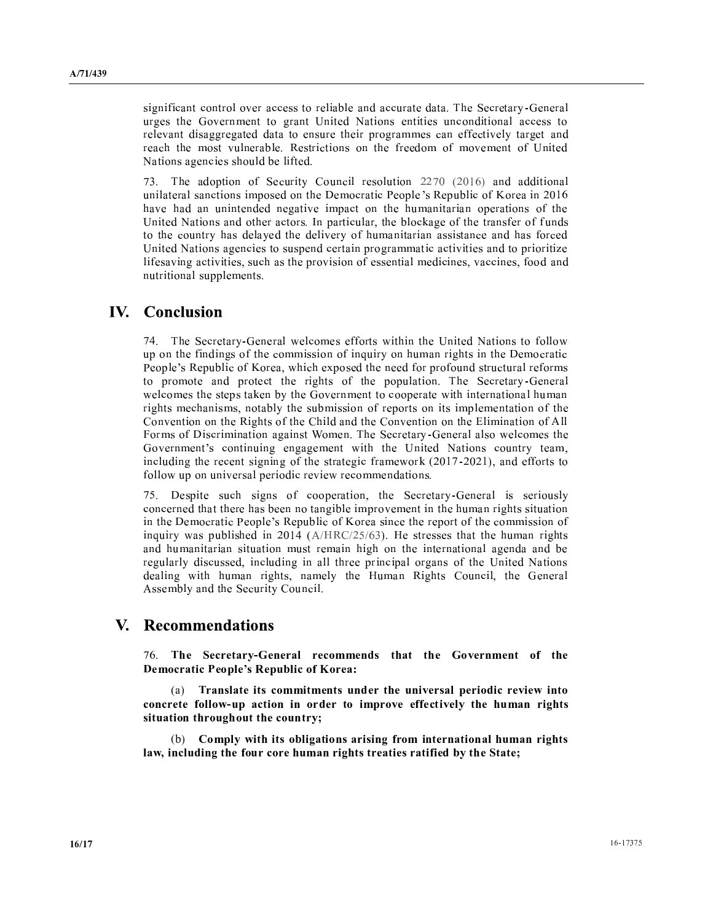significant control over access to reliable and accurate data. The Secretary-General urges the Government to grant United Nations entities unconditional access to relevant disaggregated data to ensure their programmes can effectively target and reach the most vulnerable. Restrictions on the freedom of movement of United Nations agencies should be lifted.

73. The adoption of Security Council resolution 2270 (2016) and additional unilateral sanctions imposed on the Democratic People's Republic of Korea in 2016 have had an unintended negative impact on the humanitarian operations of the United Nations and other actors. In particular, the blockage of the transfer of funds to the country has delayed the delivery of humanitarian assistance and has forced United Nations agencies to suspend certain programmatic activities and to prioritize lifesaving activities, such as the provision of essential medicines, vaccines, food and nutritional supplements.

# IV. Conclusion

74. The Secretary-General welcomes efforts within the United Nations to follow up on the findings of the commission of inquiry on human rights in the Democratic People's Republic of Korea, which exposed the need for profound structural reforms to promote and protect the rights of the population. The Secretary-General welcomes the steps taken by the Government to cooperate with international human rights mechanisms, notably the submission of reports on its implementation of the Convention on the Rights of the Child and the Convention on the Elimination of All Forms of Discrimination against Women. The Secretary-General also welcomes the Government's continuing engagement with the United Nations country team, including the recent signing of the strategic framework (2017-2021), and efforts to follow up on universal periodic review recommendations.

75. Despite such signs of cooperation, the Secretary-General is seriously concerned that there has been no tangible improvement in the human rights situation in the Democratic People's Republic of Korea since the report of the commission of inquiry was published in 2014 (A/HRC/25/63). He stresses that the human rights and humanitarian situation must remain high on the international agenda and be regularly discussed, including in all three principal organs of the United Nations dealing with human rights, namely the Human Rights Council, the General Assembly and the Security Council.

# V. Recommendations

76. **The Secretary-General recommends that the Government of the Democratic People's Republic of Korea:**

(a) **Translate its commitments under the universal periodic review into concrete follow-up action in order to improve effectively the human rights situation throughout the country;**

(b) **Comply with its obligations arising from international human rights law, including the four core human rights treaties ratified by the State;**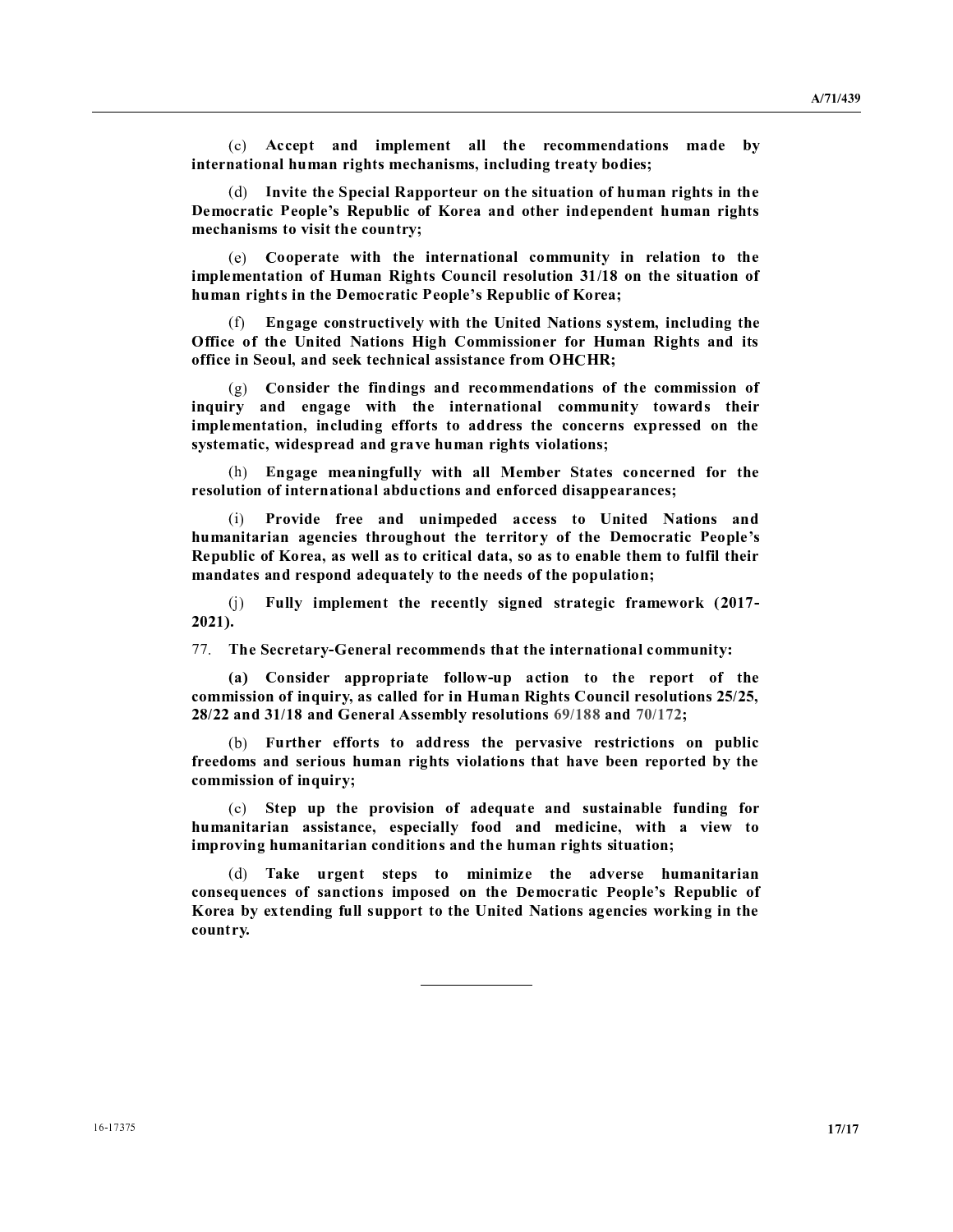(c) **Accept and implement all the recommendations made by international human rights mechanisms, including treaty bodies;**

(d) **Invite the Special Rapporteur on the situation of human rights in the Democratic People's Republic of Korea and other independent human rights mechanisms to visit the country;**

(e) **Cooperate with the international community in relation to the implementation of Human Rights Council resolution 31/18 on the situation of human rights in the Democratic People's Republic of Korea;**

(f) **Engage constructively with the United Nations system, including the Office of the United Nations High Commissioner for Human Rights and its office in Seoul, and seek technical assistance from OHCHR;**

(g) **Consider the findings and recommendations of the commission of inquiry and engage with the international community towards their implementation, including efforts to address the concerns expressed on the systematic, widespread and grave human rights violations;**

(h) **Engage meaningfully with all Member States concerned for the resolution of international abductions and enforced disappearances;**

(i) **Provide free and unimpeded access to United Nations and humanitarian agencies throughout the territory of the Democratic People's Republic of Korea, as well as to critical data, so as to enable them to fulfil their mandates and respond adequately to the needs of the population;**

(j) **Fully implement the recently signed strategic framework (2017-2021).**

77. **The Secretary-General recommends that the international community:**

**(a) Consider appropriate follow-up action to the report of the commission of inquiry, as called for in Human Rights Council resolutions 25/25, 28/22 and 31/18 and General Assembly resolutions 69/188 and 70/172;**

(b) **Further efforts to address the pervasive restrictions on public freedoms and serious human rights violations that have been reported by the commission of inquiry;**

(c) **Step up the provision of adequate and sustainable funding for humanitarian assistance, especially food and medicine, with a view to improving humanitarian conditions and the human rights situation;**

(d) **Take urgent steps to minimize the adverse humanitarian consequences of sanctions imposed on the Democratic People's Republic of Korea by extending full support to the United Nations agencies working in the country.**